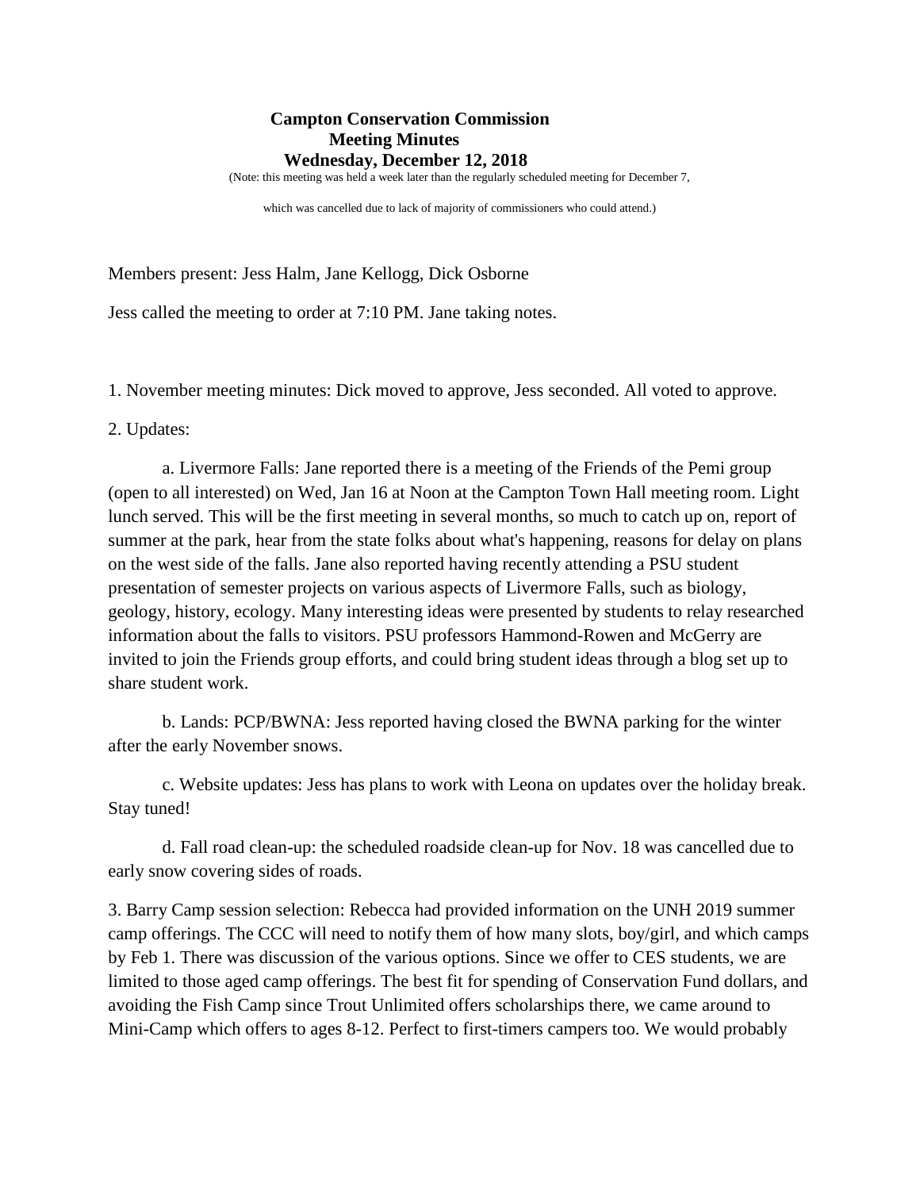**Campton Conservation Commission**
**Meeting Minutes**
**Wednesday, December 12, 2018**

(Note: this meeting was held a week later than the regularly scheduled meeting for December 7, which was cancelled due to lack of majority of commissioners who could attend.)

Members present: Jess Halm, Jane Kellogg, Dick Osborne

Jess called the meeting to order at 7:10 PM. Jane taking notes.

1. November meeting minutes: Dick moved to approve, Jess seconded. All voted to approve.

2. Updates:

   a. Livermore Falls: Jane reported there is a meeting of the Friends of the Pemi group (open to all interested) on Wed, Jan 16 at Noon at the Campton Town Hall meeting room. Light lunch served. This will be the first meeting in several months, so much to catch up on, report of summer at the park, hear from the state folks about what's happening, reasons for delay on plans on the west side of the falls. Jane also reported having recently attending a PSU student presentation of semester projects on various aspects of Livermore Falls, such as biology, geology, history, ecology. Many interesting ideas were presented by students to relay researched information about the falls to visitors. PSU professors Hammond-Rowen and McGerry are invited to join the Friends group efforts, and could bring student ideas through a blog set up to share student work.

   b. Lands: PCP/BWNA: Jess reported having closed the BWNA parking for the winter after the early November snows.

   c. Website updates: Jess has plans to work with Leona on updates over the holiday break. Stay tuned!

   d. Fall road clean-up: the scheduled roadside clean-up for Nov. 18 was cancelled due to early snow covering sides of roads.

3. Barry Camp session selection: Rebecca had provided information on the UNH 2019 summer camp offerings. The CCC will need to notify them of how many slots, boy/girl, and which camps by Feb 1. There was discussion of the various options. Since we offer to CES students, we are limited to those aged camp offerings. The best fit for spending of Conservation Fund dollars, and avoiding the Fish Camp since Trout Unlimited offers scholarships there, we came around to Mini-Camp which offers to ages 8-12. Perfect to first-timers campers too. We would probably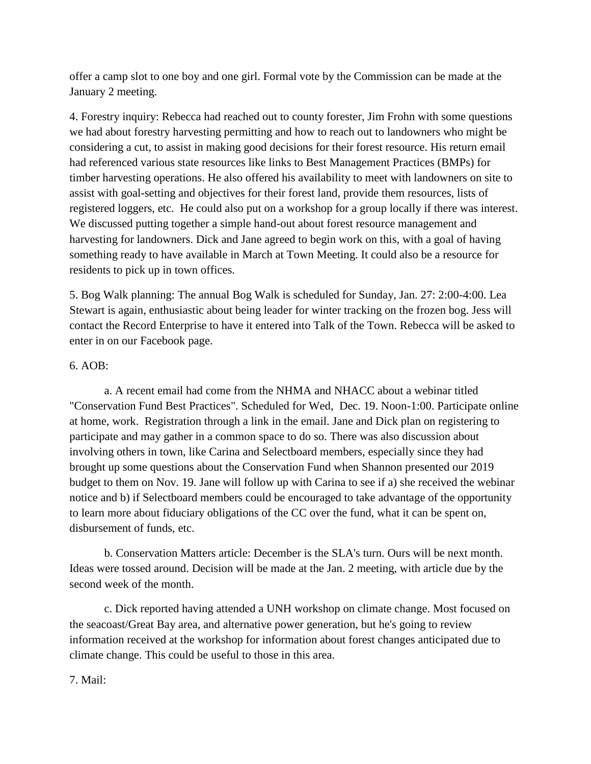offer a camp slot to one boy and one girl. Formal vote by the Commission can be made at the January 2 meeting.

4. Forestry inquiry: Rebecca had reached out to county forester, Jim Frohn with some questions we had about forestry harvesting permitting and how to reach out to landowners who might be considering a cut, to assist in making good decisions for their forest resource. His return email had referenced various state resources like links to Best Management Practices (BMPs) for timber harvesting operations. He also offered his availability to meet with landowners on site to assist with goal-setting and objectives for their forest land, provide them resources, lists of registered loggers, etc. He could also put on a workshop for a group locally if there was interest. We discussed putting together a simple hand-out about forest resource management and harvesting for landowners. Dick and Jane agreed to begin work on this, with a goal of having something ready to have available in March at Town Meeting. It could also be a resource for residents to pick up in town offices.

5. Bog Walk planning: The annual Bog Walk is scheduled for Sunday, Jan. 27: 2:00-4:00. Lea Stewart is again, enthusiastic about being leader for winter tracking on the frozen bog. Jess will contact the Record Enterprise to have it entered into Talk of the Town. Rebecca will be asked to enter in on our Facebook page.

6. AOB:

a. A recent email had come from the NHMA and NHACC about a webinar titled "Conservation Fund Best Practices". Scheduled for Wed, Dec. 19. Noon-1:00. Participate online at home, work. Registration through a link in the email. Jane and Dick plan on registering to participate and may gather in a common space to do so. There was also discussion about involving others in town, like Carina and Selectboard members, especially since they had brought up some questions about the Conservation Fund when Shannon presented our 2019 budget to them on Nov. 19. Jane will follow up with Carina to see if a) she received the webinar notice and b) if Selectboard members could be encouraged to take advantage of the opportunity to learn more about fiduciary obligations of the CC over the fund, what it can be spent on, disbursement of funds, etc.

b. Conservation Matters article: December is the SLA's turn. Ours will be next month. Ideas were tossed around. Decision will be made at the Jan. 2 meeting, with article due by the second week of the month.

c. Dick reported having attended a UNH workshop on climate change. Most focused on the seacoast/Great Bay area, and alternative power generation, but he's going to review information received at the workshop for information about forest changes anticipated due to climate change. This could be useful to those in this area.

7. Mail: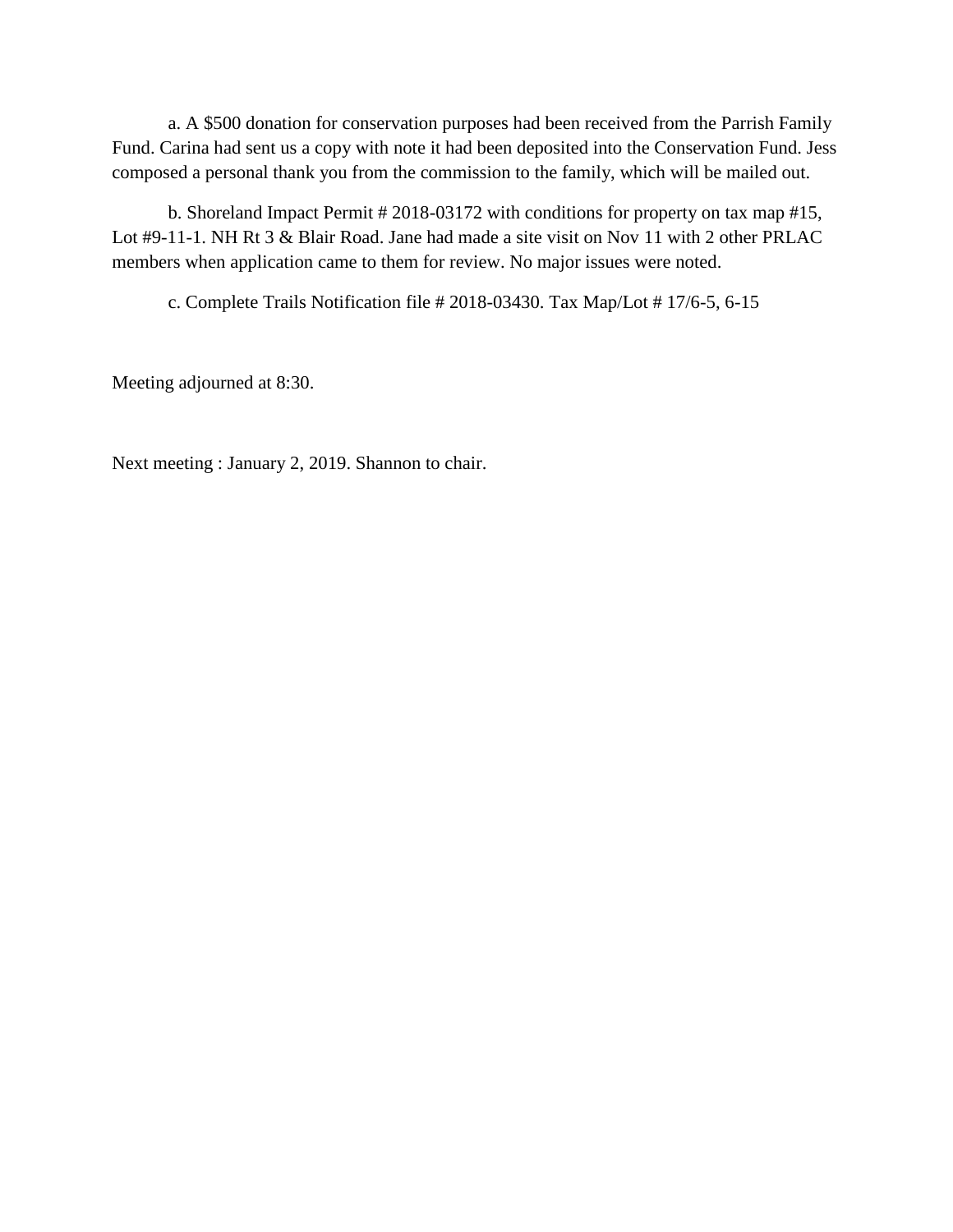a. A $500 donation for conservation purposes had been received from the Parrish Family Fund. Carina had sent us a copy with note it had been deposited into the Conservation Fund. Jess composed a personal thank you from the commission to the family, which will be mailed out.

b. Shoreland Impact Permit # 2018-03172 with conditions for property on tax map #15, Lot #9-11-1. NH Rt 3 & Blair Road. Jane had made a site visit on Nov 11 with 2 other PRLAC members when application came to them for review. No major issues were noted.

c. Complete Trails Notification file # 2018-03430. Tax Map/Lot # 17/6-5, 6-15

Meeting adjourned at 8:30.

Next meeting : January 2, 2019. Shannon to chair.